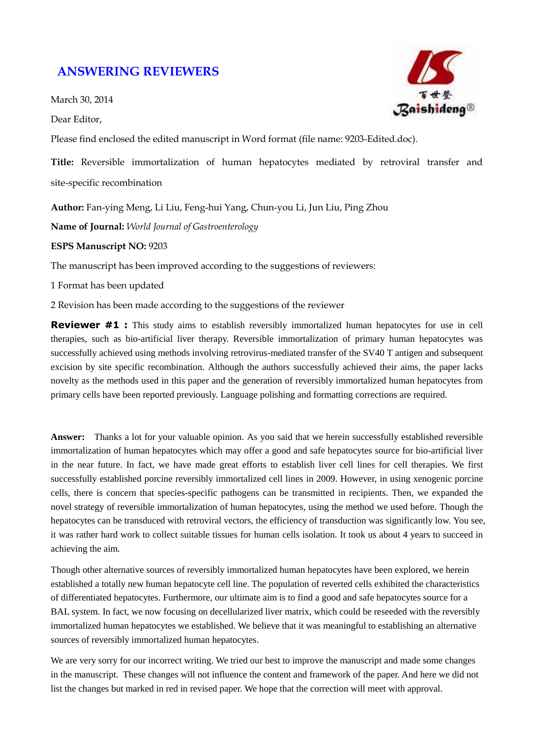## ANSWERING REVIEWERS

March 30, 2014

Dear Editor,

Please find enclosed the edited manuscript in Word format (file name: 9203-Edited.doc).

**Title:** Reversible immortalization of human hepatocytes mediated by retroviral transfer and site-specific recombination

**Author:** Fan-ying Meng, Li Liu, Feng-hui Yang, Chun-you Li, Jun Liu, Ping Zhou

**Name of Journal:** *World Journal of Gastroenterology*

**ESPS Manuscript NO:** 9203

The manuscript has been improved according to the suggestions of reviewers:

1 Format has been updated

2 Revision has been made according to the suggestions of the reviewer

**Reviewer #1 :** This study aims to establish reversibly immortalized human hepatocytes for use in cell therapies, such as bio-artificial liver therapy. Reversible immortalization of primary human hepatocytes was successfully achieved using methods involving retrovirus-mediated transfer of the SV40 T antigen and subsequent excision by site specific recombination. Although the authors successfully achieved their aims, the paper lacks novelty as the methods used in this paper and the generation of reversibly immortalized human hepatocytes from primary cells have been reported previously. Language polishing and formatting corrections are required.

**Answer:** Thanks a lot for your valuable opinion. As you said that we herein successfully established reversible immortalization of human hepatocytes which may offer a good and safe hepatocytes source for bio-artificial liver in the near future. In fact, we have made great efforts to establish liver cell lines for cell therapies. We first successfully established porcine reversibly immortalized cell lines in 2009. However, in using xenogenic porcine cells, there is concern that species-specific pathogens can be transmitted in recipients. Then, we expanded the novel strategy of reversible immortalization of human hepatocytes, using the method we used before. Though the hepatocytes can be transduced with retroviral vectors, the efficiency of transduction was significantly low. You see, it was rather hard work to collect suitable tissues for human cells isolation. It took us about 4 years to succeed in achieving the aim.

Though other alternative sources of reversibly immortalized human hepatocytes have been explored, we herein established a totally new human hepatocyte cell line. The population of reverted cells exhibited the characteristics of differentiated hepatocytes. Furthermore, our ultimate aim is to find a good and safe hepatocytes source for a BAL system. In fact, we now focusing on decellularized liver matrix, which could be reseeded with the reversibly immortalized human hepatocytes we established. We believe that it was meaningful to establishing an alternative sources of reversibly immortalized human hepatocytes.

We are very sorry for our incorrect writing. We tried our best to improve the manuscript and made some changes in the manuscript. These changes will not influence the content and framework of the paper. And here we did not list the changes but marked in red in revised paper. We hope that the correction will meet with approval.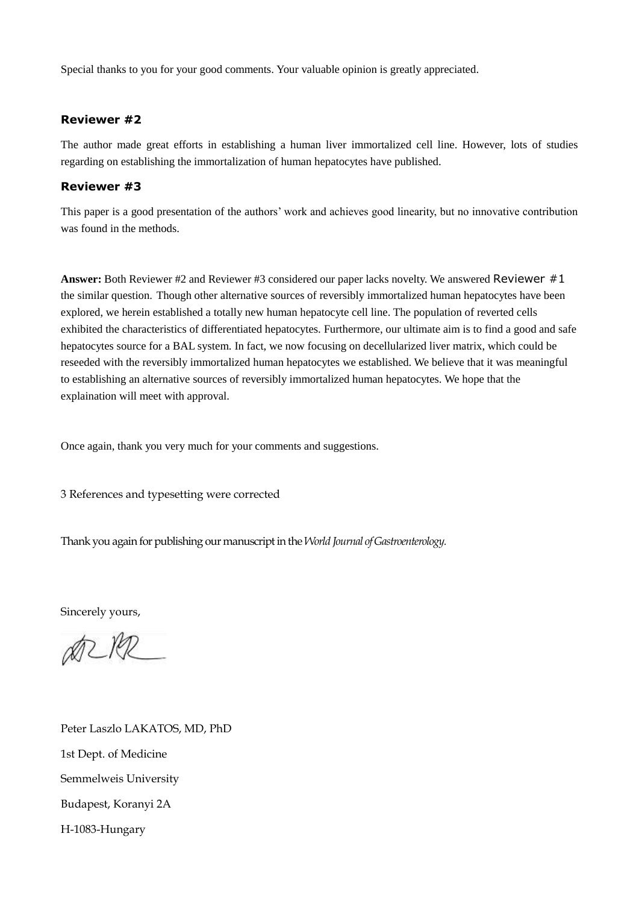Special thanks to you for your good comments. Your valuable opinion is greatly appreciated.

### Reviewer #2

The author made great efforts in establishing a human liver immortalized cell line. However, lots of studies regarding on establishing the immortalization of human hepatocytes have published.

### Reviewer #3

This paper is a good presentation of the authors' work and achieves good linearity, but no innovative contribution was found in the methods.

**Answer:** Both Reviewer #2 and Reviewer #3 considered our paper lacks novelty. We answered Reviewer #1 the similar question. Though other alternative sources of reversibly immortalized human hepatocytes have been explored, we herein established a totally new human hepatocyte cell line. The population of reverted cells exhibited the characteristics of differentiated hepatocytes. Furthermore, our ultimate aim is to find a good and safe hepatocytes source for a BAL system. In fact, we now focusing on decellularized liver matrix, which could be reseeded with the reversibly immortalized human hepatocytes we established. We believe that it was meaningful to establishing an alternative sources of reversibly immortalized human hepatocytes. We hope that the explaination will meet with approval.

Once again, thank you very much for your comments and suggestions.

3 References and typesetting were corrected

Thank you again for publishing our manuscript in the *World Journal of Gastroenterology*.

Sincerely yours,

Peter Laszlo LAKATOS, MD, PhD

1st Dept. of Medicine

Semmelweis University

Budapest, Koranyi 2A

H-1083-Hungary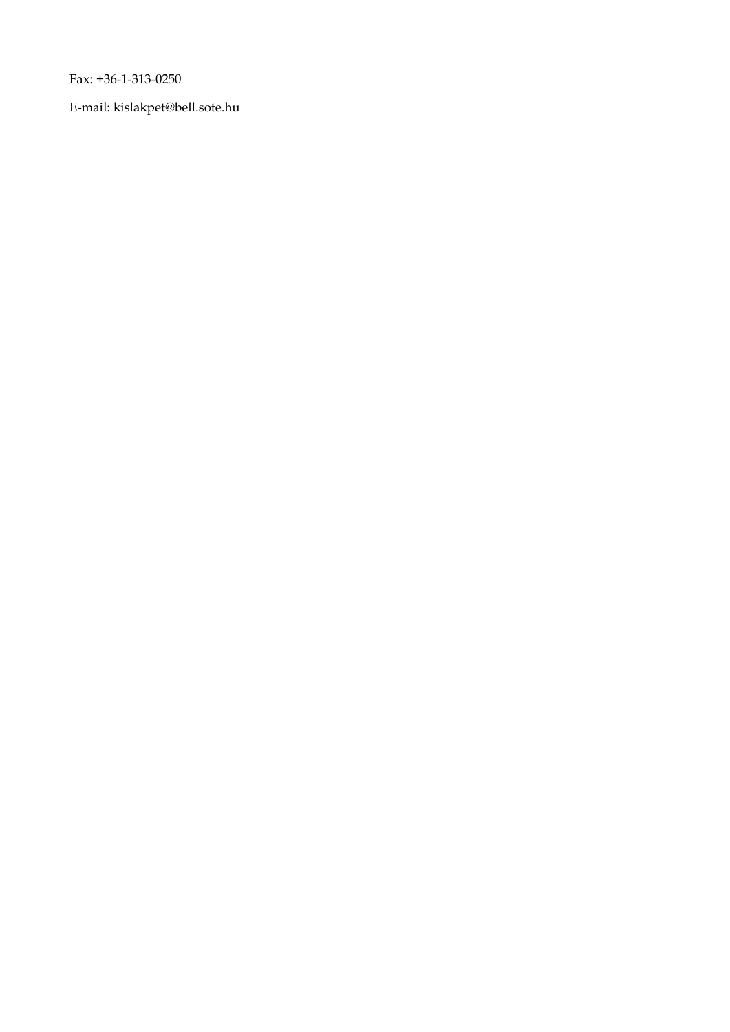Fax: +36-1-313-0250

E-mail: kislakpet@bell.sote.hu